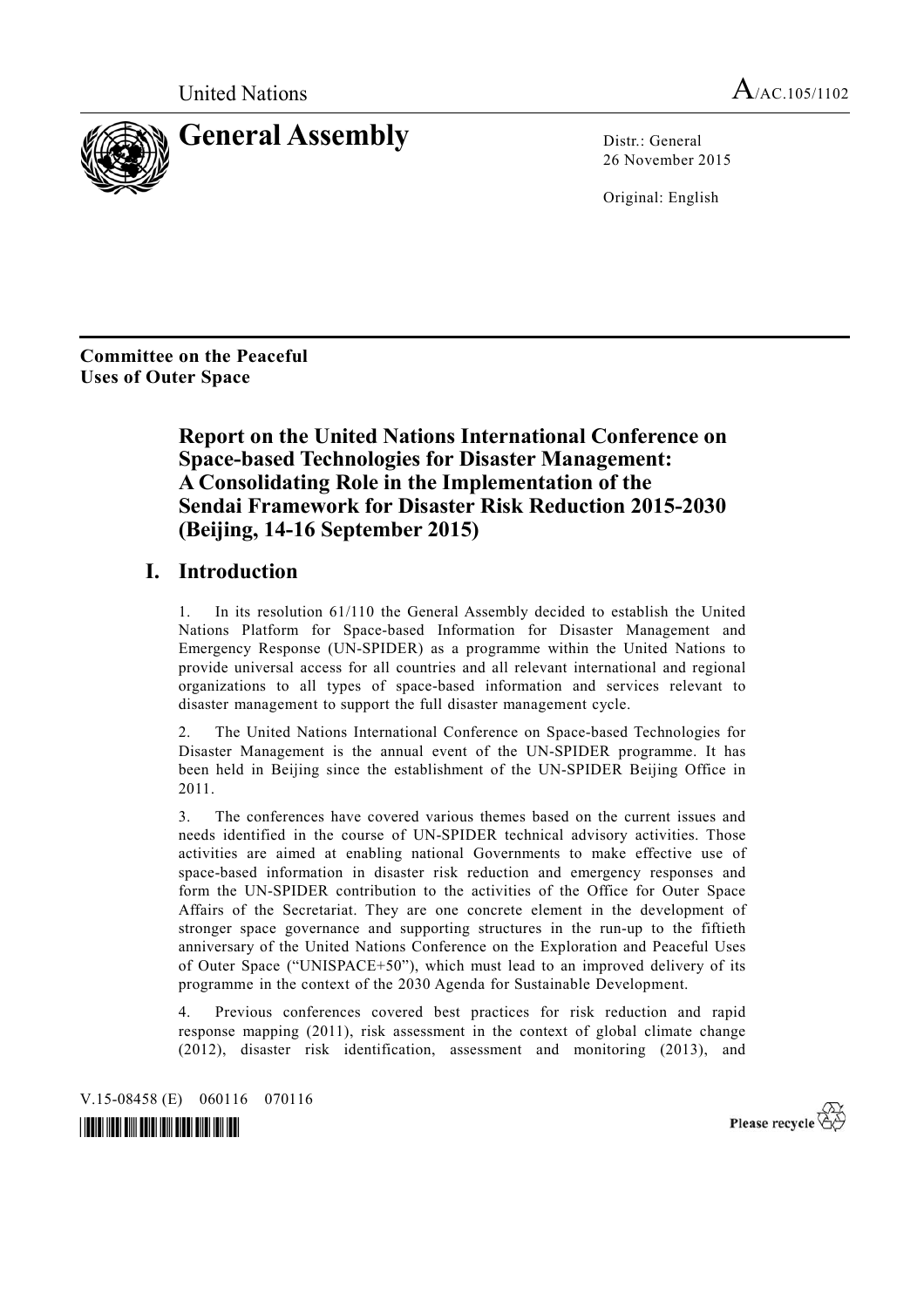United Nations A/AC.105/1102

# General Assembly

Distr.: General
26 November 2015

Original: English

**Committee on the Peaceful Uses of Outer Space**

## Report on the United Nations International Conference on Space-based Technologies for Disaster Management: A Consolidating Role in the Implementation of the Sendai Framework for Disaster Risk Reduction 2015-2030 (Beijing, 14-16 September 2015)

## I. Introduction

1. In its resolution 61/110 the General Assembly decided to establish the United Nations Platform for Space-based Information for Disaster Management and Emergency Response (UN-SPIDER) as a programme within the United Nations to provide universal access for all countries and all relevant international and regional organizations to all types of space-based information and services relevant to disaster management to support the full disaster management cycle.

2. The United Nations International Conference on Space-based Technologies for Disaster Management is the annual event of the UN-SPIDER programme. It has been held in Beijing since the establishment of the UN-SPIDER Beijing Office in 2011.

3. The conferences have covered various themes based on the current issues and needs identified in the course of UN-SPIDER technical advisory activities. Those activities are aimed at enabling national Governments to make effective use of space-based information in disaster risk reduction and emergency responses and form the UN-SPIDER contribution to the activities of the Office for Outer Space Affairs of the Secretariat. They are one concrete element in the development of stronger space governance and supporting structures in the run-up to the fiftieth anniversary of the United Nations Conference on the Exploration and Peaceful Uses of Outer Space ("UNISPACE+50"), which must lead to an improved delivery of its programme in the context of the 2030 Agenda for Sustainable Development.

4. Previous conferences covered best practices for risk reduction and rapid response mapping (2011), risk assessment in the context of global climate change (2012), disaster risk identification, assessment and monitoring (2013), and

V.15-08458 (E) 060116 070116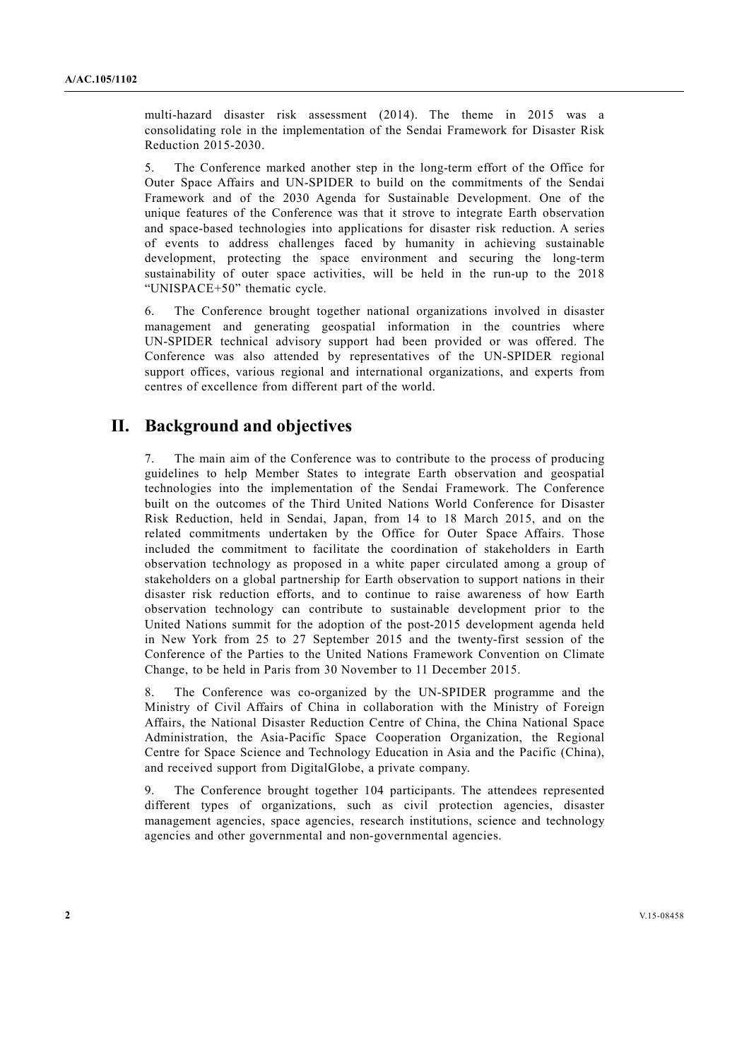multi-hazard disaster risk assessment (2014). The theme in 2015 was a consolidating role in the implementation of the Sendai Framework for Disaster Risk Reduction 2015-2030.

5. The Conference marked another step in the long-term effort of the Office for Outer Space Affairs and UN-SPIDER to build on the commitments of the Sendai Framework and of the 2030 Agenda for Sustainable Development. One of the unique features of the Conference was that it strove to integrate Earth observation and space-based technologies into applications for disaster risk reduction. A series of events to address challenges faced by humanity in achieving sustainable development, protecting the space environment and securing the long-term sustainability of outer space activities, will be held in the run-up to the 2018 "UNISPACE+50" thematic cycle.

6. The Conference brought together national organizations involved in disaster management and generating geospatial information in the countries where UN-SPIDER technical advisory support had been provided or was offered. The Conference was also attended by representatives of the UN-SPIDER regional support offices, various regional and international organizations, and experts from centres of excellence from different part of the world.

## II. Background and objectives

7. The main aim of the Conference was to contribute to the process of producing guidelines to help Member States to integrate Earth observation and geospatial technologies into the implementation of the Sendai Framework. The Conference built on the outcomes of the Third United Nations World Conference for Disaster Risk Reduction, held in Sendai, Japan, from 14 to 18 March 2015, and on the related commitments undertaken by the Office for Outer Space Affairs. Those included the commitment to facilitate the coordination of stakeholders in Earth observation technology as proposed in a white paper circulated among a group of stakeholders on a global partnership for Earth observation to support nations in their disaster risk reduction efforts, and to continue to raise awareness of how Earth observation technology can contribute to sustainable development prior to the United Nations summit for the adoption of the post-2015 development agenda held in New York from 25 to 27 September 2015 and the twenty-first session of the Conference of the Parties to the United Nations Framework Convention on Climate Change, to be held in Paris from 30 November to 11 December 2015.

8. The Conference was co-organized by the UN-SPIDER programme and the Ministry of Civil Affairs of China in collaboration with the Ministry of Foreign Affairs, the National Disaster Reduction Centre of China, the China National Space Administration, the Asia-Pacific Space Cooperation Organization, the Regional Centre for Space Science and Technology Education in Asia and the Pacific (China), and received support from DigitalGlobe, a private company.

9. The Conference brought together 104 participants. The attendees represented different types of organizations, such as civil protection agencies, disaster management agencies, space agencies, research institutions, science and technology agencies and other governmental and non-governmental agencies.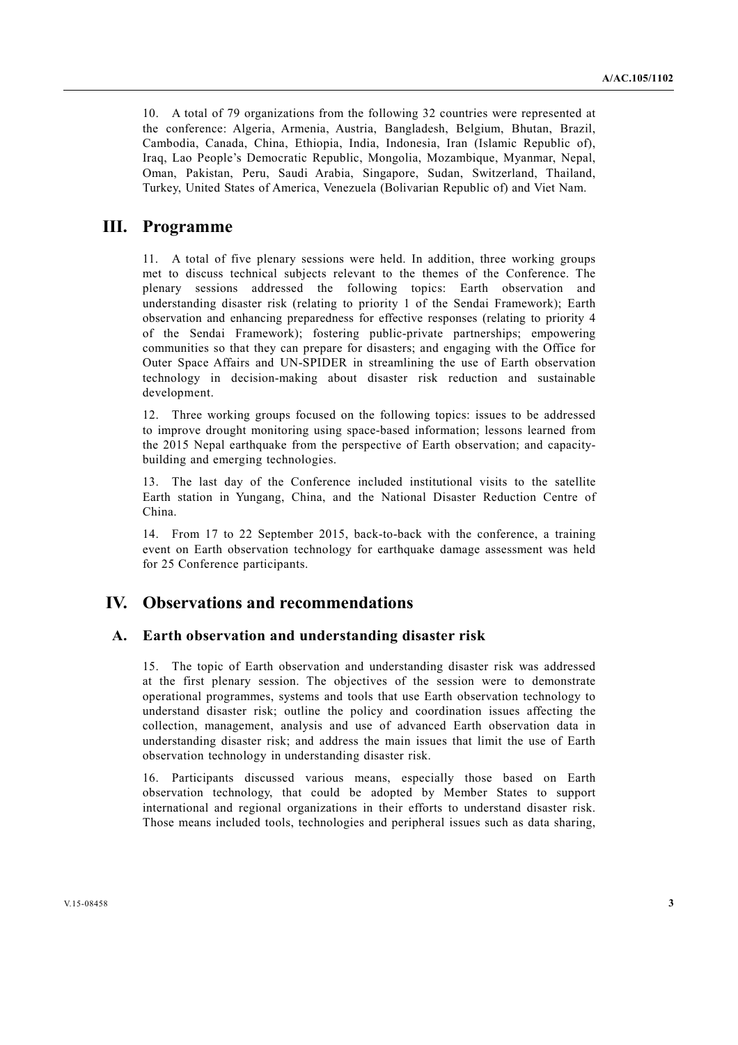10. A total of 79 organizations from the following 32 countries were represented at the conference: Algeria, Armenia, Austria, Bangladesh, Belgium, Bhutan, Brazil, Cambodia, Canada, China, Ethiopia, India, Indonesia, Iran (Islamic Republic of), Iraq, Lao People's Democratic Republic, Mongolia, Mozambique, Myanmar, Nepal, Oman, Pakistan, Peru, Saudi Arabia, Singapore, Sudan, Switzerland, Thailand, Turkey, United States of America, Venezuela (Bolivarian Republic of) and Viet Nam.

# III. Programme

11. A total of five plenary sessions were held. In addition, three working groups met to discuss technical subjects relevant to the themes of the Conference. The plenary sessions addressed the following topics: Earth observation and understanding disaster risk (relating to priority 1 of the Sendai Framework); Earth observation and enhancing preparedness for effective responses (relating to priority 4 of the Sendai Framework); fostering public-private partnerships; empowering communities so that they can prepare for disasters; and engaging with the Office for Outer Space Affairs and UN-SPIDER in streamlining the use of Earth observation technology in decision-making about disaster risk reduction and sustainable development.

12. Three working groups focused on the following topics: issues to be addressed to improve drought monitoring using space-based information; lessons learned from the 2015 Nepal earthquake from the perspective of Earth observation; and capacity-building and emerging technologies.

13. The last day of the Conference included institutional visits to the satellite Earth station in Yungang, China, and the National Disaster Reduction Centre of China.

14. From 17 to 22 September 2015, back-to-back with the conference, a training event on Earth observation technology for earthquake damage assessment was held for 25 Conference participants.

# IV. Observations and recommendations

## A. Earth observation and understanding disaster risk

15. The topic of Earth observation and understanding disaster risk was addressed at the first plenary session. The objectives of the session were to demonstrate operational programmes, systems and tools that use Earth observation technology to understand disaster risk; outline the policy and coordination issues affecting the collection, management, analysis and use of advanced Earth observation data in understanding disaster risk; and address the main issues that limit the use of Earth observation technology in understanding disaster risk.

16. Participants discussed various means, especially those based on Earth observation technology, that could be adopted by Member States to support international and regional organizations in their efforts to understand disaster risk. Those means included tools, technologies and peripheral issues such as data sharing,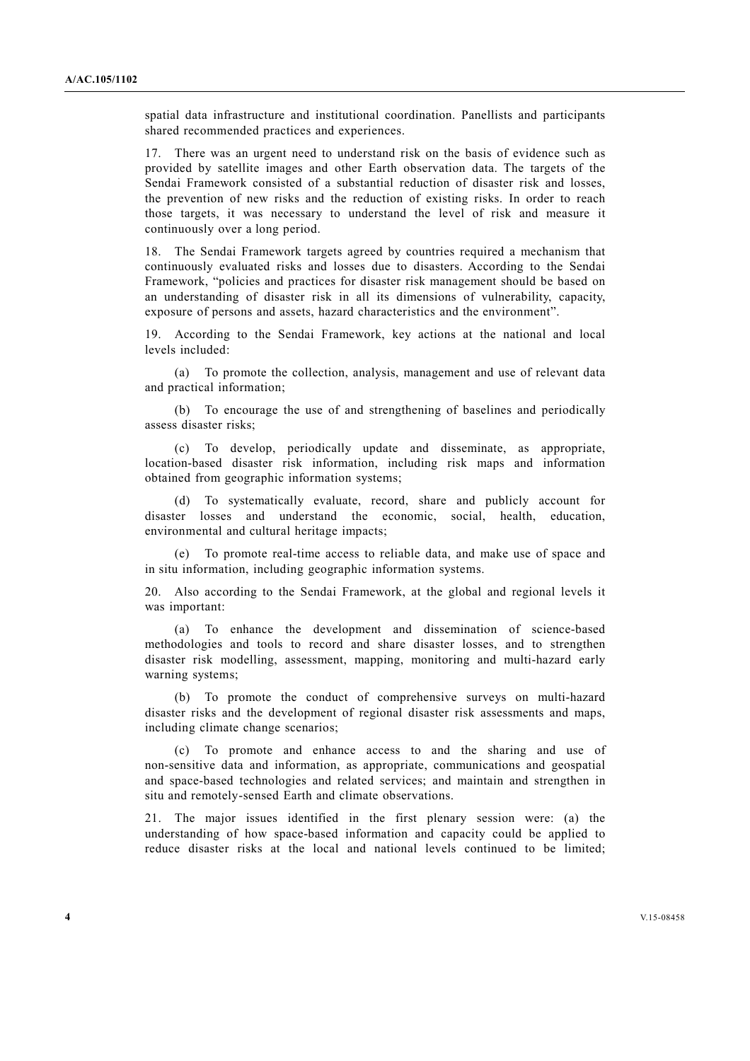spatial data infrastructure and institutional coordination. Panellists and participants shared recommended practices and experiences.

17. There was an urgent need to understand risk on the basis of evidence such as provided by satellite images and other Earth observation data. The targets of the Sendai Framework consisted of a substantial reduction of disaster risk and losses, the prevention of new risks and the reduction of existing risks. In order to reach those targets, it was necessary to understand the level of risk and measure it continuously over a long period.

18. The Sendai Framework targets agreed by countries required a mechanism that continuously evaluated risks and losses due to disasters. According to the Sendai Framework, "policies and practices for disaster risk management should be based on an understanding of disaster risk in all its dimensions of vulnerability, capacity, exposure of persons and assets, hazard characteristics and the environment".

19. According to the Sendai Framework, key actions at the national and local levels included:

(a) To promote the collection, analysis, management and use of relevant data and practical information;

(b) To encourage the use of and strengthening of baselines and periodically assess disaster risks;

(c) To develop, periodically update and disseminate, as appropriate, location-based disaster risk information, including risk maps and information obtained from geographic information systems;

(d) To systematically evaluate, record, share and publicly account for disaster losses and understand the economic, social, health, education, environmental and cultural heritage impacts;

(e) To promote real-time access to reliable data, and make use of space and in situ information, including geographic information systems.

20. Also according to the Sendai Framework, at the global and regional levels it was important:

(a) To enhance the development and dissemination of science-based methodologies and tools to record and share disaster losses, and to strengthen disaster risk modelling, assessment, mapping, monitoring and multi-hazard early warning systems;

(b) To promote the conduct of comprehensive surveys on multi-hazard disaster risks and the development of regional disaster risk assessments and maps, including climate change scenarios;

(c) To promote and enhance access to and the sharing and use of non-sensitive data and information, as appropriate, communications and geospatial and space-based technologies and related services; and maintain and strengthen in situ and remotely-sensed Earth and climate observations.

21. The major issues identified in the first plenary session were: (a) the understanding of how space-based information and capacity could be applied to reduce disaster risks at the local and national levels continued to be limited;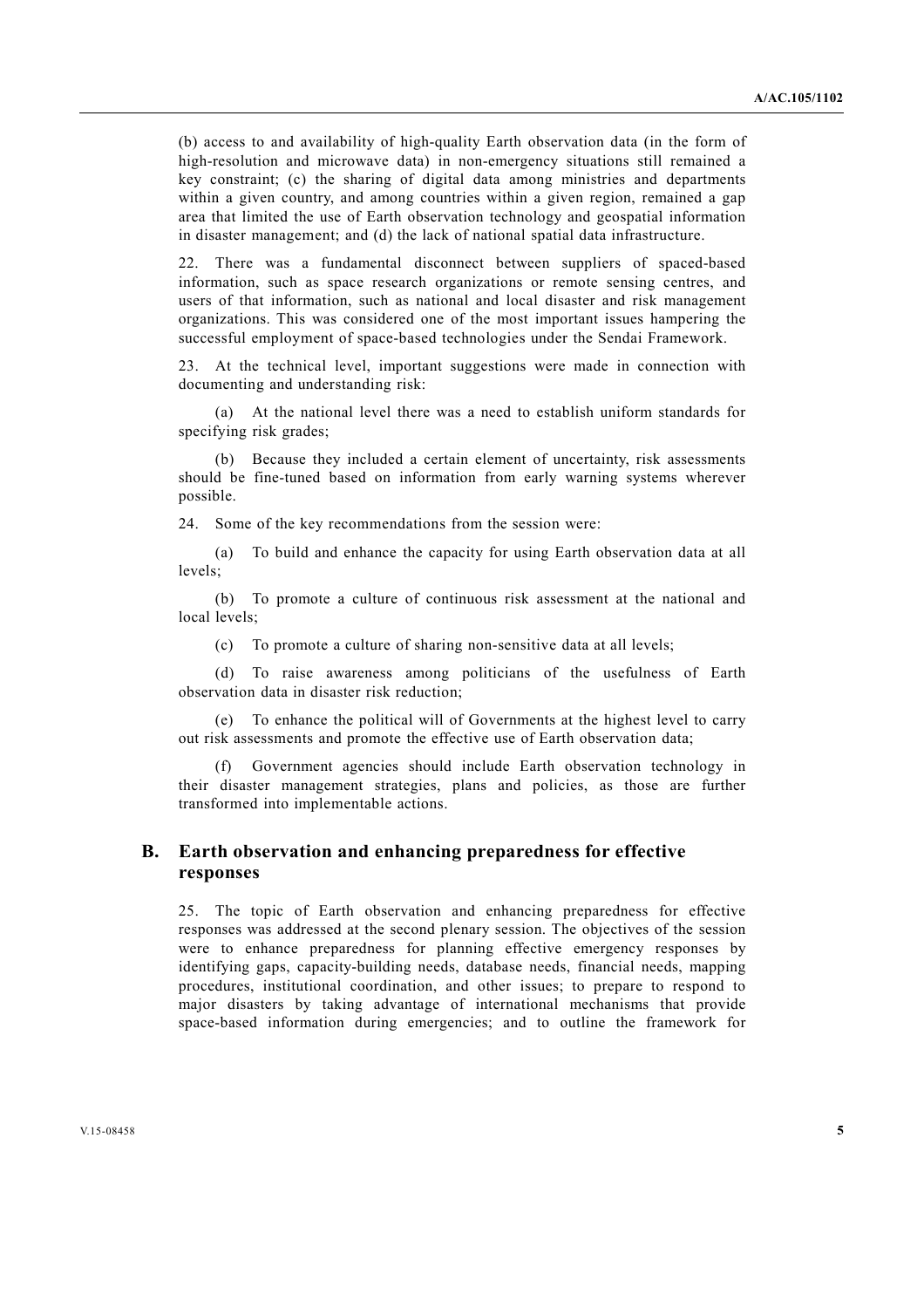(b) access to and availability of high-quality Earth observation data (in the form of high-resolution and microwave data) in non-emergency situations still remained a key constraint; (c) the sharing of digital data among ministries and departments within a given country, and among countries within a given region, remained a gap area that limited the use of Earth observation technology and geospatial information in disaster management; and (d) the lack of national spatial data infrastructure.

22. There was a fundamental disconnect between suppliers of spaced-based information, such as space research organizations or remote sensing centres, and users of that information, such as national and local disaster and risk management organizations. This was considered one of the most important issues hampering the successful employment of space-based technologies under the Sendai Framework.

23. At the technical level, important suggestions were made in connection with documenting and understanding risk:

(a) At the national level there was a need to establish uniform standards for specifying risk grades;

(b) Because they included a certain element of uncertainty, risk assessments should be fine-tuned based on information from early warning systems wherever possible.

24. Some of the key recommendations from the session were:

(a) To build and enhance the capacity for using Earth observation data at all levels;

(b) To promote a culture of continuous risk assessment at the national and local levels;

(c) To promote a culture of sharing non-sensitive data at all levels;

(d) To raise awareness among politicians of the usefulness of Earth observation data in disaster risk reduction;

(e) To enhance the political will of Governments at the highest level to carry out risk assessments and promote the effective use of Earth observation data;

(f) Government agencies should include Earth observation technology in their disaster management strategies, plans and policies, as those are further transformed into implementable actions.

## B. Earth observation and enhancing preparedness for effective responses

25. The topic of Earth observation and enhancing preparedness for effective responses was addressed at the second plenary session. The objectives of the session were to enhance preparedness for planning effective emergency responses by identifying gaps, capacity-building needs, database needs, financial needs, mapping procedures, institutional coordination, and other issues; to prepare to respond to major disasters by taking advantage of international mechanisms that provide space-based information during emergencies; and to outline the framework for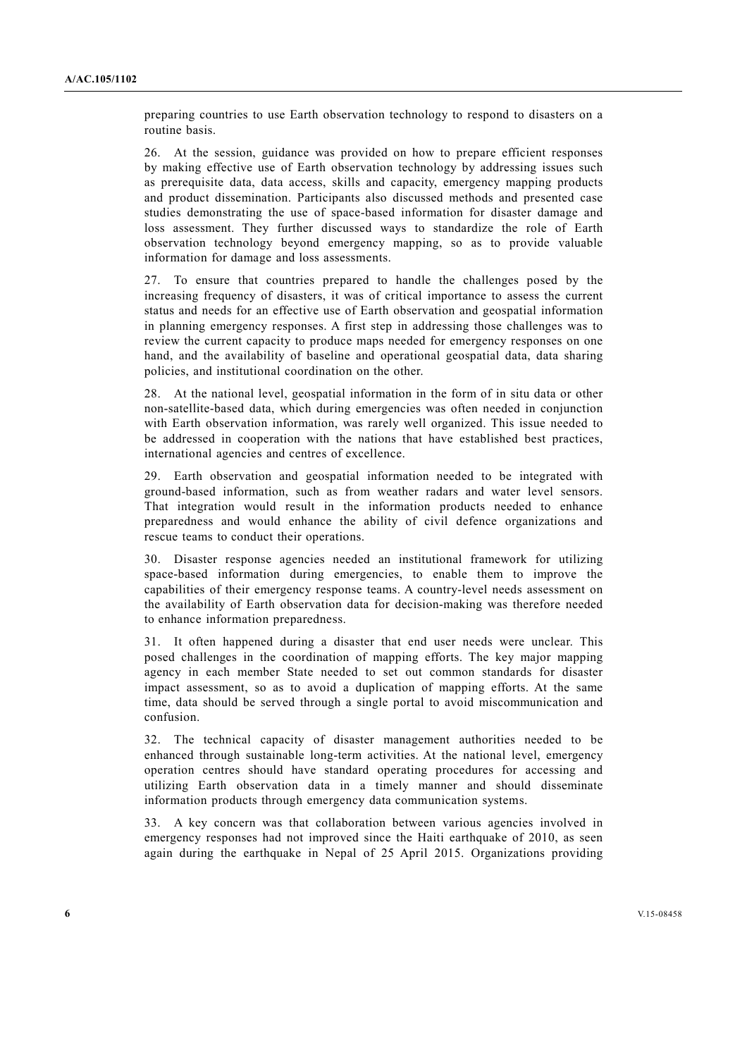preparing countries to use Earth observation technology to respond to disasters on a routine basis.

26. At the session, guidance was provided on how to prepare efficient responses by making effective use of Earth observation technology by addressing issues such as prerequisite data, data access, skills and capacity, emergency mapping products and product dissemination. Participants also discussed methods and presented case studies demonstrating the use of space-based information for disaster damage and loss assessment. They further discussed ways to standardize the role of Earth observation technology beyond emergency mapping, so as to provide valuable information for damage and loss assessments.

27. To ensure that countries prepared to handle the challenges posed by the increasing frequency of disasters, it was of critical importance to assess the current status and needs for an effective use of Earth observation and geospatial information in planning emergency responses. A first step in addressing those challenges was to review the current capacity to produce maps needed for emergency responses on one hand, and the availability of baseline and operational geospatial data, data sharing policies, and institutional coordination on the other.

28. At the national level, geospatial information in the form of in situ data or other non-satellite-based data, which during emergencies was often needed in conjunction with Earth observation information, was rarely well organized. This issue needed to be addressed in cooperation with the nations that have established best practices, international agencies and centres of excellence.

29. Earth observation and geospatial information needed to be integrated with ground-based information, such as from weather radars and water level sensors. That integration would result in the information products needed to enhance preparedness and would enhance the ability of civil defence organizations and rescue teams to conduct their operations.

30. Disaster response agencies needed an institutional framework for utilizing space-based information during emergencies, to enable them to improve the capabilities of their emergency response teams. A country-level needs assessment on the availability of Earth observation data for decision-making was therefore needed to enhance information preparedness.

31. It often happened during a disaster that end user needs were unclear. This posed challenges in the coordination of mapping efforts. The key major mapping agency in each member State needed to set out common standards for disaster impact assessment, so as to avoid a duplication of mapping efforts. At the same time, data should be served through a single portal to avoid miscommunication and confusion.

32. The technical capacity of disaster management authorities needed to be enhanced through sustainable long-term activities. At the national level, emergency operation centres should have standard operating procedures for accessing and utilizing Earth observation data in a timely manner and should disseminate information products through emergency data communication systems.

33. A key concern was that collaboration between various agencies involved in emergency responses had not improved since the Haiti earthquake of 2010, as seen again during the earthquake in Nepal of 25 April 2015. Organizations providing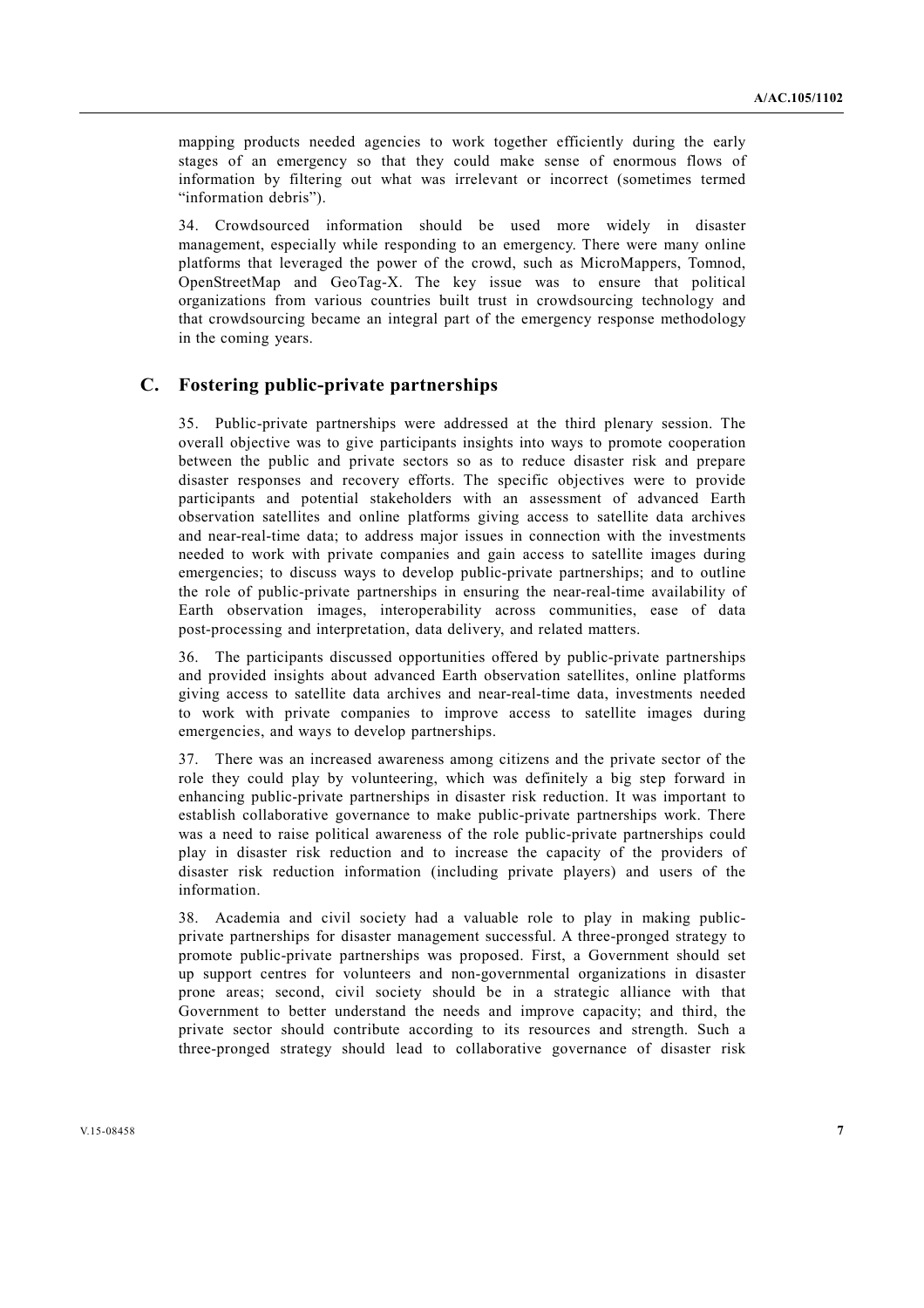mapping products needed agencies to work together efficiently during the early stages of an emergency so that they could make sense of enormous flows of information by filtering out what was irrelevant or incorrect (sometimes termed "information debris").

34. Crowdsourced information should be used more widely in disaster management, especially while responding to an emergency. There were many online platforms that leveraged the power of the crowd, such as MicroMappers, Tomnod, OpenStreetMap and GeoTag-X. The key issue was to ensure that political organizations from various countries built trust in crowdsourcing technology and that crowdsourcing became an integral part of the emergency response methodology in the coming years.

## C. Fostering public-private partnerships

35. Public-private partnerships were addressed at the third plenary session. The overall objective was to give participants insights into ways to promote cooperation between the public and private sectors so as to reduce disaster risk and prepare disaster responses and recovery efforts. The specific objectives were to provide participants and potential stakeholders with an assessment of advanced Earth observation satellites and online platforms giving access to satellite data archives and near-real-time data; to address major issues in connection with the investments needed to work with private companies and gain access to satellite images during emergencies; to discuss ways to develop public-private partnerships; and to outline the role of public-private partnerships in ensuring the near-real-time availability of Earth observation images, interoperability across communities, ease of data post-processing and interpretation, data delivery, and related matters.

36. The participants discussed opportunities offered by public-private partnerships and provided insights about advanced Earth observation satellites, online platforms giving access to satellite data archives and near-real-time data, investments needed to work with private companies to improve access to satellite images during emergencies, and ways to develop partnerships.

37. There was an increased awareness among citizens and the private sector of the role they could play by volunteering, which was definitely a big step forward in enhancing public-private partnerships in disaster risk reduction. It was important to establish collaborative governance to make public-private partnerships work. There was a need to raise political awareness of the role public-private partnerships could play in disaster risk reduction and to increase the capacity of the providers of disaster risk reduction information (including private players) and users of the information.

38. Academia and civil society had a valuable role to play in making public-private partnerships for disaster management successful. A three-pronged strategy to promote public-private partnerships was proposed. First, a Government should set up support centres for volunteers and non-governmental organizations in disaster prone areas; second, civil society should be in a strategic alliance with that Government to better understand the needs and improve capacity; and third, the private sector should contribute according to its resources and strength. Such a three-pronged strategy should lead to collaborative governance of disaster risk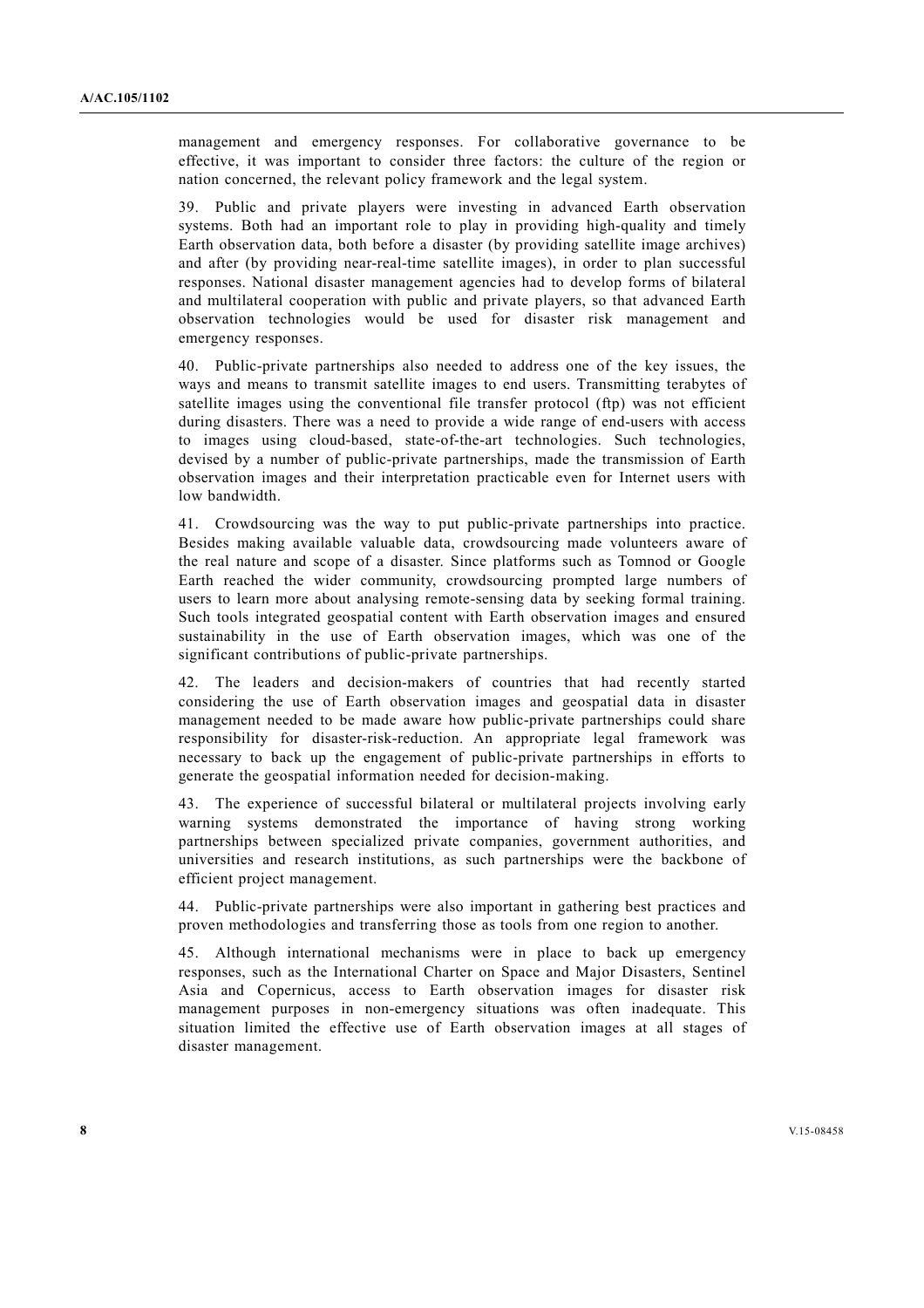management and emergency responses. For collaborative governance to be effective, it was important to consider three factors: the culture of the region or nation concerned, the relevant policy framework and the legal system.

39. Public and private players were investing in advanced Earth observation systems. Both had an important role to play in providing high-quality and timely Earth observation data, both before a disaster (by providing satellite image archives) and after (by providing near-real-time satellite images), in order to plan successful responses. National disaster management agencies had to develop forms of bilateral and multilateral cooperation with public and private players, so that advanced Earth observation technologies would be used for disaster risk management and emergency responses.

40. Public-private partnerships also needed to address one of the key issues, the ways and means to transmit satellite images to end users. Transmitting terabytes of satellite images using the conventional file transfer protocol (ftp) was not efficient during disasters. There was a need to provide a wide range of end-users with access to images using cloud-based, state-of-the-art technologies. Such technologies, devised by a number of public-private partnerships, made the transmission of Earth observation images and their interpretation practicable even for Internet users with low bandwidth.

41. Crowdsourcing was the way to put public-private partnerships into practice. Besides making available valuable data, crowdsourcing made volunteers aware of the real nature and scope of a disaster. Since platforms such as Tomnod or Google Earth reached the wider community, crowdsourcing prompted large numbers of users to learn more about analysing remote-sensing data by seeking formal training. Such tools integrated geospatial content with Earth observation images and ensured sustainability in the use of Earth observation images, which was one of the significant contributions of public-private partnerships.

42. The leaders and decision-makers of countries that had recently started considering the use of Earth observation images and geospatial data in disaster management needed to be made aware how public-private partnerships could share responsibility for disaster-risk-reduction. An appropriate legal framework was necessary to back up the engagement of public-private partnerships in efforts to generate the geospatial information needed for decision-making.

43. The experience of successful bilateral or multilateral projects involving early warning systems demonstrated the importance of having strong working partnerships between specialized private companies, government authorities, and universities and research institutions, as such partnerships were the backbone of efficient project management.

44. Public-private partnerships were also important in gathering best practices and proven methodologies and transferring those as tools from one region to another.

45. Although international mechanisms were in place to back up emergency responses, such as the International Charter on Space and Major Disasters, Sentinel Asia and Copernicus, access to Earth observation images for disaster risk management purposes in non-emergency situations was often inadequate. This situation limited the effective use of Earth observation images at all stages of disaster management.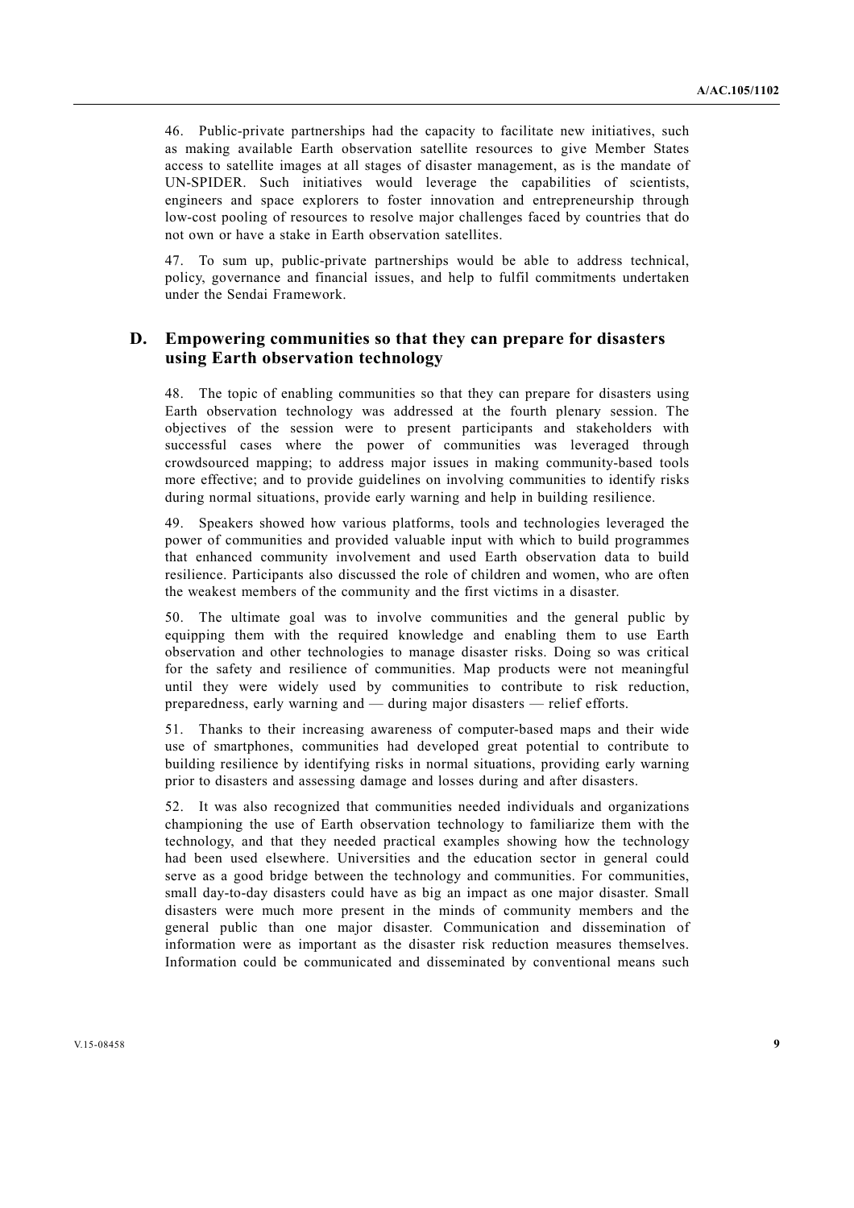46. Public-private partnerships had the capacity to facilitate new initiatives, such as making available Earth observation satellite resources to give Member States access to satellite images at all stages of disaster management, as is the mandate of UN-SPIDER. Such initiatives would leverage the capabilities of scientists, engineers and space explorers to foster innovation and entrepreneurship through low-cost pooling of resources to resolve major challenges faced by countries that do not own or have a stake in Earth observation satellites.

47. To sum up, public-private partnerships would be able to address technical, policy, governance and financial issues, and help to fulfil commitments undertaken under the Sendai Framework.

## D. Empowering communities so that they can prepare for disasters using Earth observation technology

48. The topic of enabling communities so that they can prepare for disasters using Earth observation technology was addressed at the fourth plenary session. The objectives of the session were to present participants and stakeholders with successful cases where the power of communities was leveraged through crowdsourced mapping; to address major issues in making community-based tools more effective; and to provide guidelines on involving communities to identify risks during normal situations, provide early warning and help in building resilience.

49. Speakers showed how various platforms, tools and technologies leveraged the power of communities and provided valuable input with which to build programmes that enhanced community involvement and used Earth observation data to build resilience. Participants also discussed the role of children and women, who are often the weakest members of the community and the first victims in a disaster.

50. The ultimate goal was to involve communities and the general public by equipping them with the required knowledge and enabling them to use Earth observation and other technologies to manage disaster risks. Doing so was critical for the safety and resilience of communities. Map products were not meaningful until they were widely used by communities to contribute to risk reduction, preparedness, early warning and — during major disasters — relief efforts.

51. Thanks to their increasing awareness of computer-based maps and their wide use of smartphones, communities had developed great potential to contribute to building resilience by identifying risks in normal situations, providing early warning prior to disasters and assessing damage and losses during and after disasters.

52. It was also recognized that communities needed individuals and organizations championing the use of Earth observation technology to familiarize them with the technology, and that they needed practical examples showing how the technology had been used elsewhere. Universities and the education sector in general could serve as a good bridge between the technology and communities. For communities, small day-to-day disasters could have as big an impact as one major disaster. Small disasters were much more present in the minds of community members and the general public than one major disaster. Communication and dissemination of information were as important as the disaster risk reduction measures themselves. Information could be communicated and disseminated by conventional means such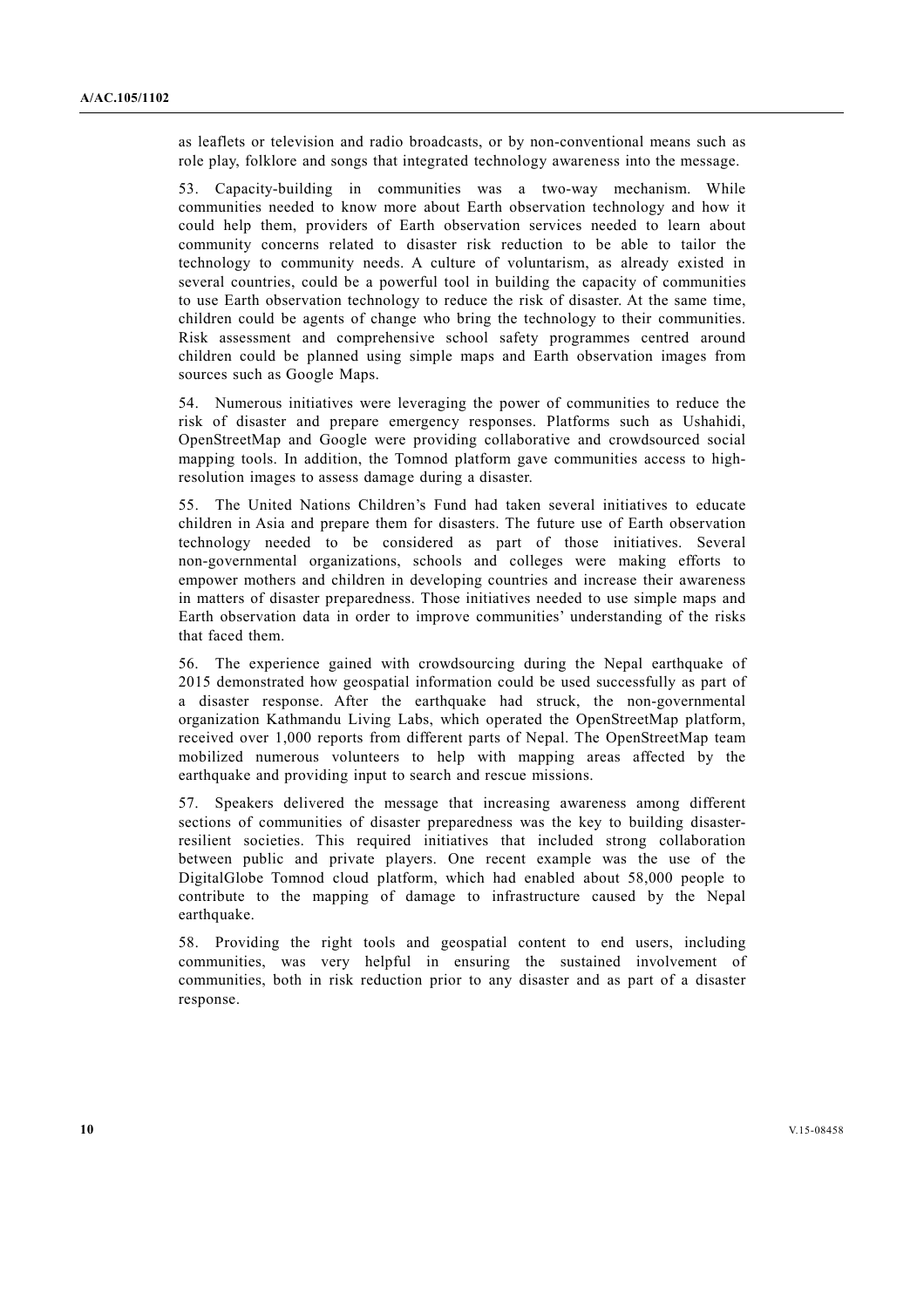as leaflets or television and radio broadcasts, or by non-conventional means such as role play, folklore and songs that integrated technology awareness into the message.

53. Capacity-building in communities was a two-way mechanism. While communities needed to know more about Earth observation technology and how it could help them, providers of Earth observation services needed to learn about community concerns related to disaster risk reduction to be able to tailor the technology to community needs. A culture of voluntarism, as already existed in several countries, could be a powerful tool in building the capacity of communities to use Earth observation technology to reduce the risk of disaster. At the same time, children could be agents of change who bring the technology to their communities. Risk assessment and comprehensive school safety programmes centred around children could be planned using simple maps and Earth observation images from sources such as Google Maps.

54. Numerous initiatives were leveraging the power of communities to reduce the risk of disaster and prepare emergency responses. Platforms such as Ushahidi, OpenStreetMap and Google were providing collaborative and crowdsourced social mapping tools. In addition, the Tomnod platform gave communities access to high-resolution images to assess damage during a disaster.

55. The United Nations Children's Fund had taken several initiatives to educate children in Asia and prepare them for disasters. The future use of Earth observation technology needed to be considered as part of those initiatives. Several non-governmental organizations, schools and colleges were making efforts to empower mothers and children in developing countries and increase their awareness in matters of disaster preparedness. Those initiatives needed to use simple maps and Earth observation data in order to improve communities' understanding of the risks that faced them.

56. The experience gained with crowdsourcing during the Nepal earthquake of 2015 demonstrated how geospatial information could be used successfully as part of a disaster response. After the earthquake had struck, the non-governmental organization Kathmandu Living Labs, which operated the OpenStreetMap platform, received over 1,000 reports from different parts of Nepal. The OpenStreetMap team mobilized numerous volunteers to help with mapping areas affected by the earthquake and providing input to search and rescue missions.

57. Speakers delivered the message that increasing awareness among different sections of communities of disaster preparedness was the key to building disaster-resilient societies. This required initiatives that included strong collaboration between public and private players. One recent example was the use of the DigitalGlobe Tomnod cloud platform, which had enabled about 58,000 people to contribute to the mapping of damage to infrastructure caused by the Nepal earthquake.

58. Providing the right tools and geospatial content to end users, including communities, was very helpful in ensuring the sustained involvement of communities, both in risk reduction prior to any disaster and as part of a disaster response.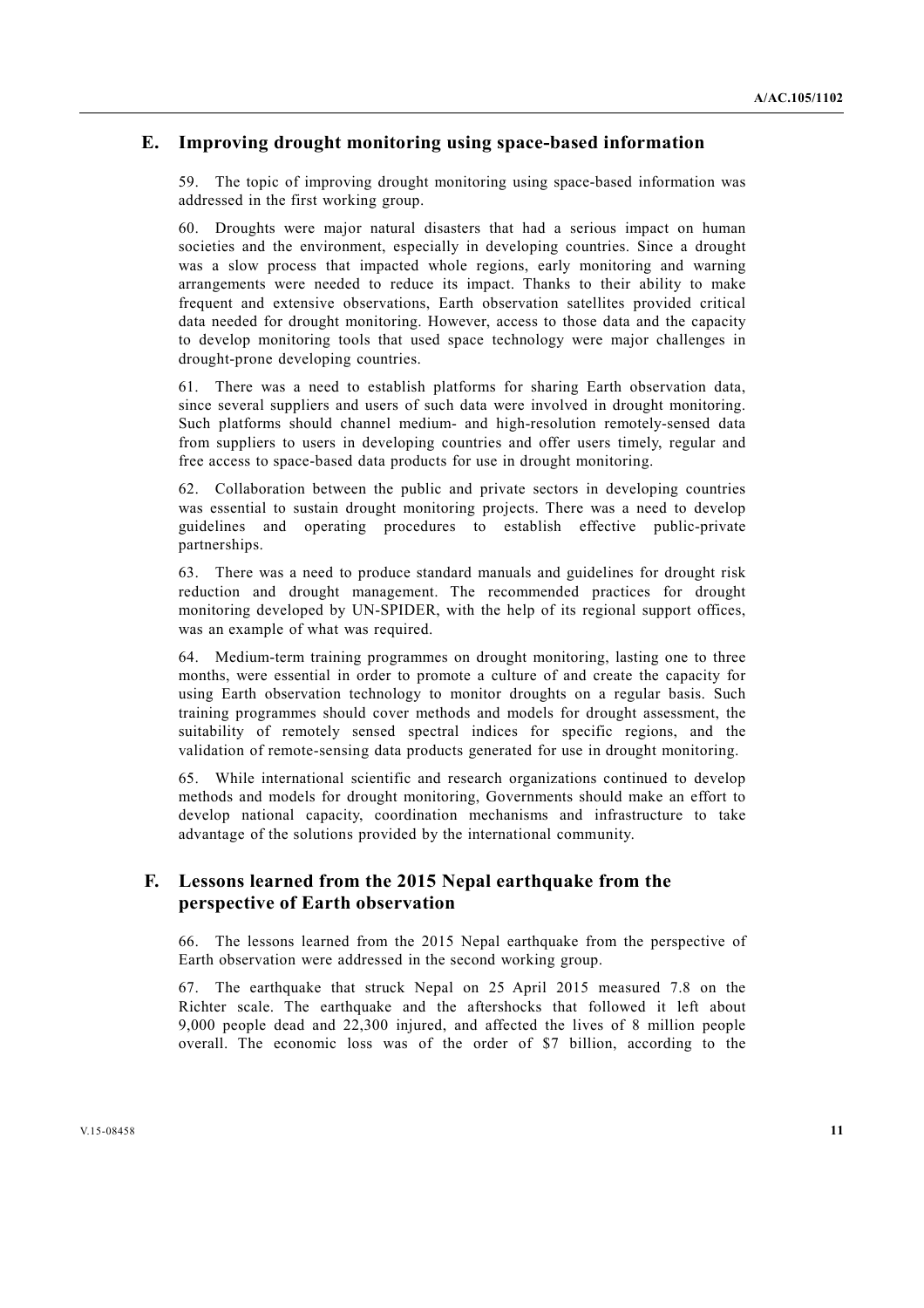## E. Improving drought monitoring using space-based information

59. The topic of improving drought monitoring using space-based information was addressed in the first working group.

60. Droughts were major natural disasters that had a serious impact on human societies and the environment, especially in developing countries. Since a drought was a slow process that impacted whole regions, early monitoring and warning arrangements were needed to reduce its impact. Thanks to their ability to make frequent and extensive observations, Earth observation satellites provided critical data needed for drought monitoring. However, access to those data and the capacity to develop monitoring tools that used space technology were major challenges in drought-prone developing countries.

61. There was a need to establish platforms for sharing Earth observation data, since several suppliers and users of such data were involved in drought monitoring. Such platforms should channel medium- and high-resolution remotely-sensed data from suppliers to users in developing countries and offer users timely, regular and free access to space-based data products for use in drought monitoring.

62. Collaboration between the public and private sectors in developing countries was essential to sustain drought monitoring projects. There was a need to develop guidelines and operating procedures to establish effective public-private partnerships.

63. There was a need to produce standard manuals and guidelines for drought risk reduction and drought management. The recommended practices for drought monitoring developed by UN-SPIDER, with the help of its regional support offices, was an example of what was required.

64. Medium-term training programmes on drought monitoring, lasting one to three months, were essential in order to promote a culture of and create the capacity for using Earth observation technology to monitor droughts on a regular basis. Such training programmes should cover methods and models for drought assessment, the suitability of remotely sensed spectral indices for specific regions, and the validation of remote-sensing data products generated for use in drought monitoring.

65. While international scientific and research organizations continued to develop methods and models for drought monitoring, Governments should make an effort to develop national capacity, coordination mechanisms and infrastructure to take advantage of the solutions provided by the international community.

## F. Lessons learned from the 2015 Nepal earthquake from the perspective of Earth observation

66. The lessons learned from the 2015 Nepal earthquake from the perspective of Earth observation were addressed in the second working group.

67. The earthquake that struck Nepal on 25 April 2015 measured 7.8 on the Richter scale. The earthquake and the aftershocks that followed it left about 9,000 people dead and 22,300 injured, and affected the lives of 8 million people overall. The economic loss was of the order of $7 billion, according to the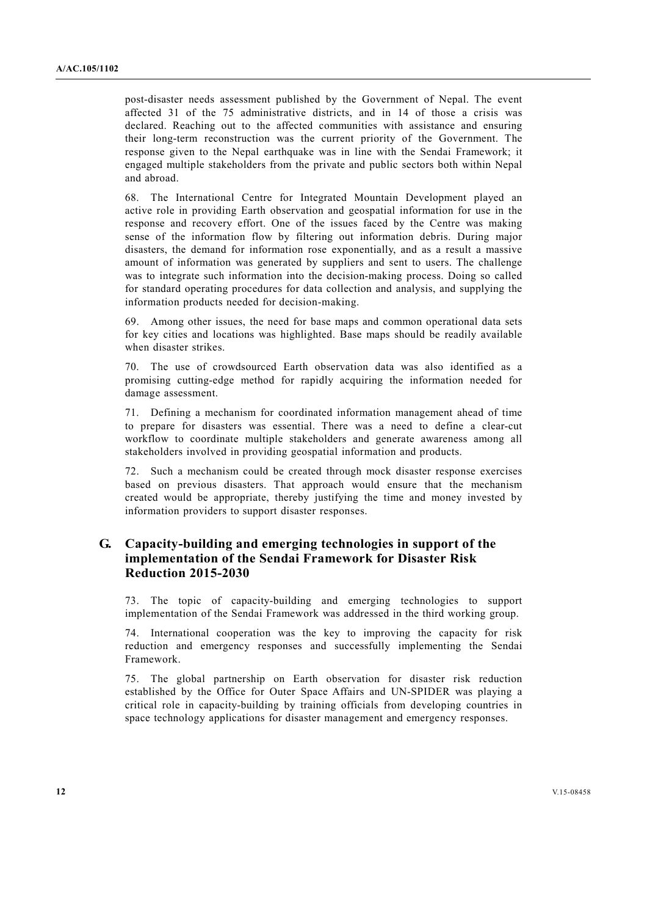post-disaster needs assessment published by the Government of Nepal. The event affected 31 of the 75 administrative districts, and in 14 of those a crisis was declared. Reaching out to the affected communities with assistance and ensuring their long-term reconstruction was the current priority of the Government. The response given to the Nepal earthquake was in line with the Sendai Framework; it engaged multiple stakeholders from the private and public sectors both within Nepal and abroad.

68. The International Centre for Integrated Mountain Development played an active role in providing Earth observation and geospatial information for use in the response and recovery effort. One of the issues faced by the Centre was making sense of the information flow by filtering out information debris. During major disasters, the demand for information rose exponentially, and as a result a massive amount of information was generated by suppliers and sent to users. The challenge was to integrate such information into the decision-making process. Doing so called for standard operating procedures for data collection and analysis, and supplying the information products needed for decision-making.

69. Among other issues, the need for base maps and common operational data sets for key cities and locations was highlighted. Base maps should be readily available when disaster strikes.

70. The use of crowdsourced Earth observation data was also identified as a promising cutting-edge method for rapidly acquiring the information needed for damage assessment.

71. Defining a mechanism for coordinated information management ahead of time to prepare for disasters was essential. There was a need to define a clear-cut workflow to coordinate multiple stakeholders and generate awareness among all stakeholders involved in providing geospatial information and products.

72. Such a mechanism could be created through mock disaster response exercises based on previous disasters. That approach would ensure that the mechanism created would be appropriate, thereby justifying the time and money invested by information providers to support disaster responses.

## G. Capacity-building and emerging technologies in support of the implementation of the Sendai Framework for Disaster Risk Reduction 2015-2030

73. The topic of capacity-building and emerging technologies to support implementation of the Sendai Framework was addressed in the third working group.

74. International cooperation was the key to improving the capacity for risk reduction and emergency responses and successfully implementing the Sendai Framework.

75. The global partnership on Earth observation for disaster risk reduction established by the Office for Outer Space Affairs and UN-SPIDER was playing a critical role in capacity-building by training officials from developing countries in space technology applications for disaster management and emergency responses.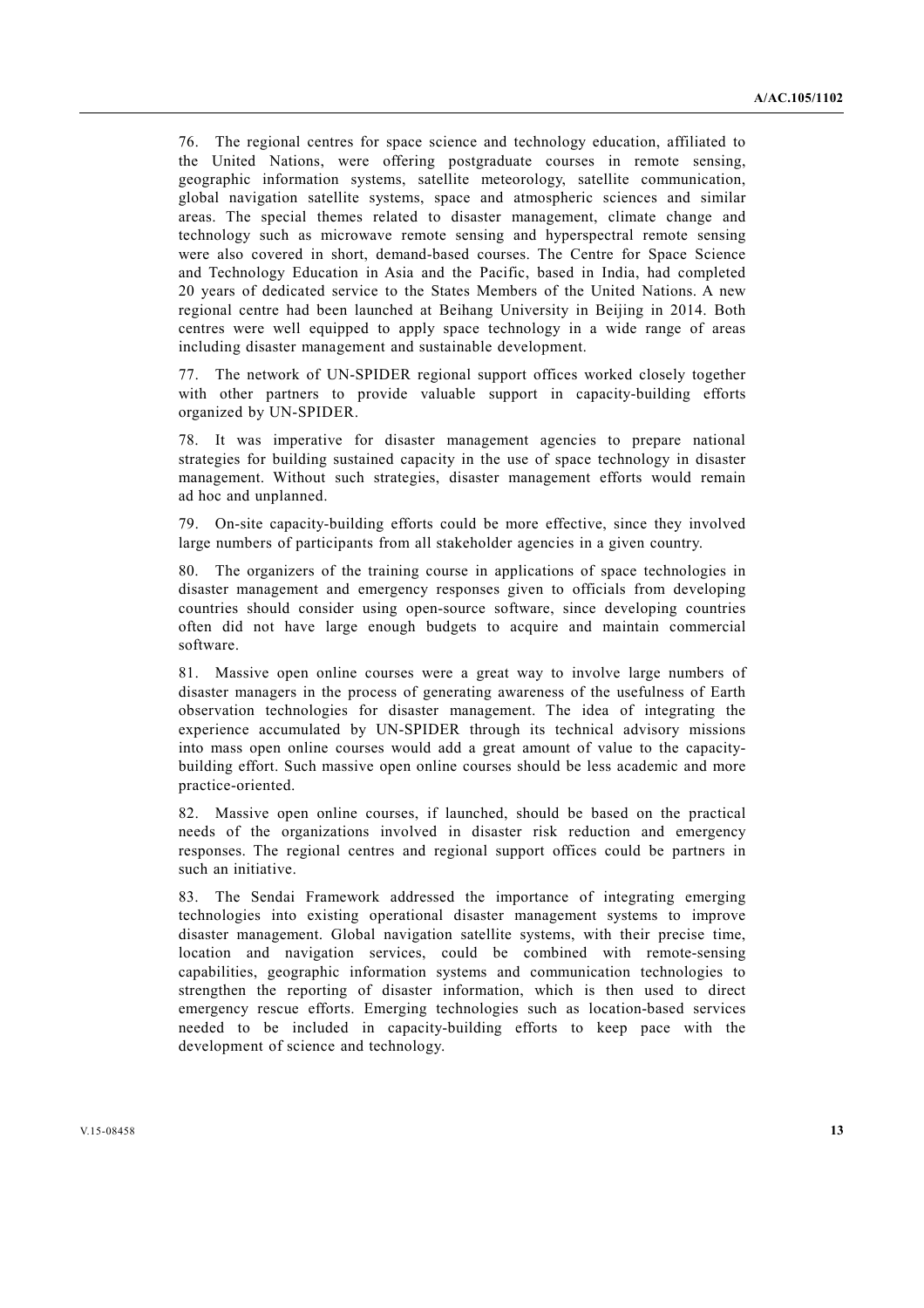76. The regional centres for space science and technology education, affiliated to the United Nations, were offering postgraduate courses in remote sensing, geographic information systems, satellite meteorology, satellite communication, global navigation satellite systems, space and atmospheric sciences and similar areas. The special themes related to disaster management, climate change and technology such as microwave remote sensing and hyperspectral remote sensing were also covered in short, demand-based courses. The Centre for Space Science and Technology Education in Asia and the Pacific, based in India, had completed 20 years of dedicated service to the States Members of the United Nations. A new regional centre had been launched at Beihang University in Beijing in 2014. Both centres were well equipped to apply space technology in a wide range of areas including disaster management and sustainable development.

77. The network of UN-SPIDER regional support offices worked closely together with other partners to provide valuable support in capacity-building efforts organized by UN-SPIDER.

78. It was imperative for disaster management agencies to prepare national strategies for building sustained capacity in the use of space technology in disaster management. Without such strategies, disaster management efforts would remain ad hoc and unplanned.

79. On-site capacity-building efforts could be more effective, since they involved large numbers of participants from all stakeholder agencies in a given country.

80. The organizers of the training course in applications of space technologies in disaster management and emergency responses given to officials from developing countries should consider using open-source software, since developing countries often did not have large enough budgets to acquire and maintain commercial software.

81. Massive open online courses were a great way to involve large numbers of disaster managers in the process of generating awareness of the usefulness of Earth observation technologies for disaster management. The idea of integrating the experience accumulated by UN-SPIDER through its technical advisory missions into mass open online courses would add a great amount of value to the capacity-building effort. Such massive open online courses should be less academic and more practice-oriented.

82. Massive open online courses, if launched, should be based on the practical needs of the organizations involved in disaster risk reduction and emergency responses. The regional centres and regional support offices could be partners in such an initiative.

83. The Sendai Framework addressed the importance of integrating emerging technologies into existing operational disaster management systems to improve disaster management. Global navigation satellite systems, with their precise time, location and navigation services, could be combined with remote-sensing capabilities, geographic information systems and communication technologies to strengthen the reporting of disaster information, which is then used to direct emergency rescue efforts. Emerging technologies such as location-based services needed to be included in capacity-building efforts to keep pace with the development of science and technology.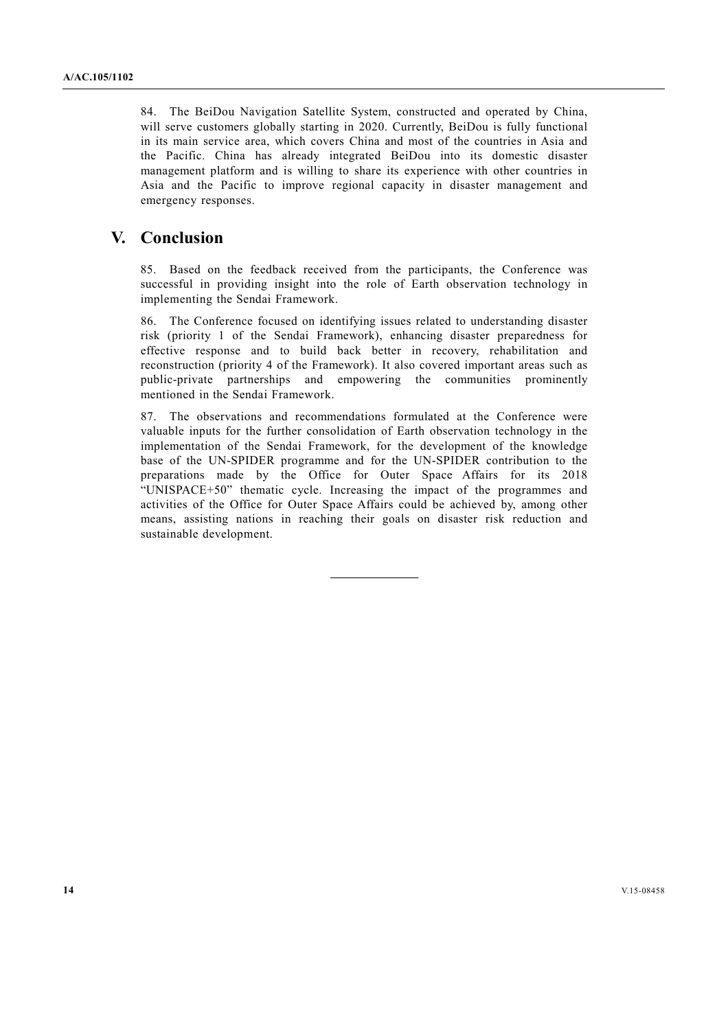84. The BeiDou Navigation Satellite System, constructed and operated by China, will serve customers globally starting in 2020. Currently, BeiDou is fully functional in its main service area, which covers China and most of the countries in Asia and the Pacific. China has already integrated BeiDou into its domestic disaster management platform and is willing to share its experience with other countries in Asia and the Pacific to improve regional capacity in disaster management and emergency responses.

# V. Conclusion

85. Based on the feedback received from the participants, the Conference was successful in providing insight into the role of Earth observation technology in implementing the Sendai Framework.

86. The Conference focused on identifying issues related to understanding disaster risk (priority 1 of the Sendai Framework), enhancing disaster preparedness for effective response and to build back better in recovery, rehabilitation and reconstruction (priority 4 of the Framework). It also covered important areas such as public-private partnerships and empowering the communities prominently mentioned in the Sendai Framework.

87. The observations and recommendations formulated at the Conference were valuable inputs for the further consolidation of Earth observation technology in the implementation of the Sendai Framework, for the development of the knowledge base of the UN-SPIDER programme and for the UN-SPIDER contribution to the preparations made by the Office for Outer Space Affairs for its 2018 "UNISPACE+50" thematic cycle. Increasing the impact of the programmes and activities of the Office for Outer Space Affairs could be achieved by, among other means, assisting nations in reaching their goals on disaster risk reduction and sustainable development.